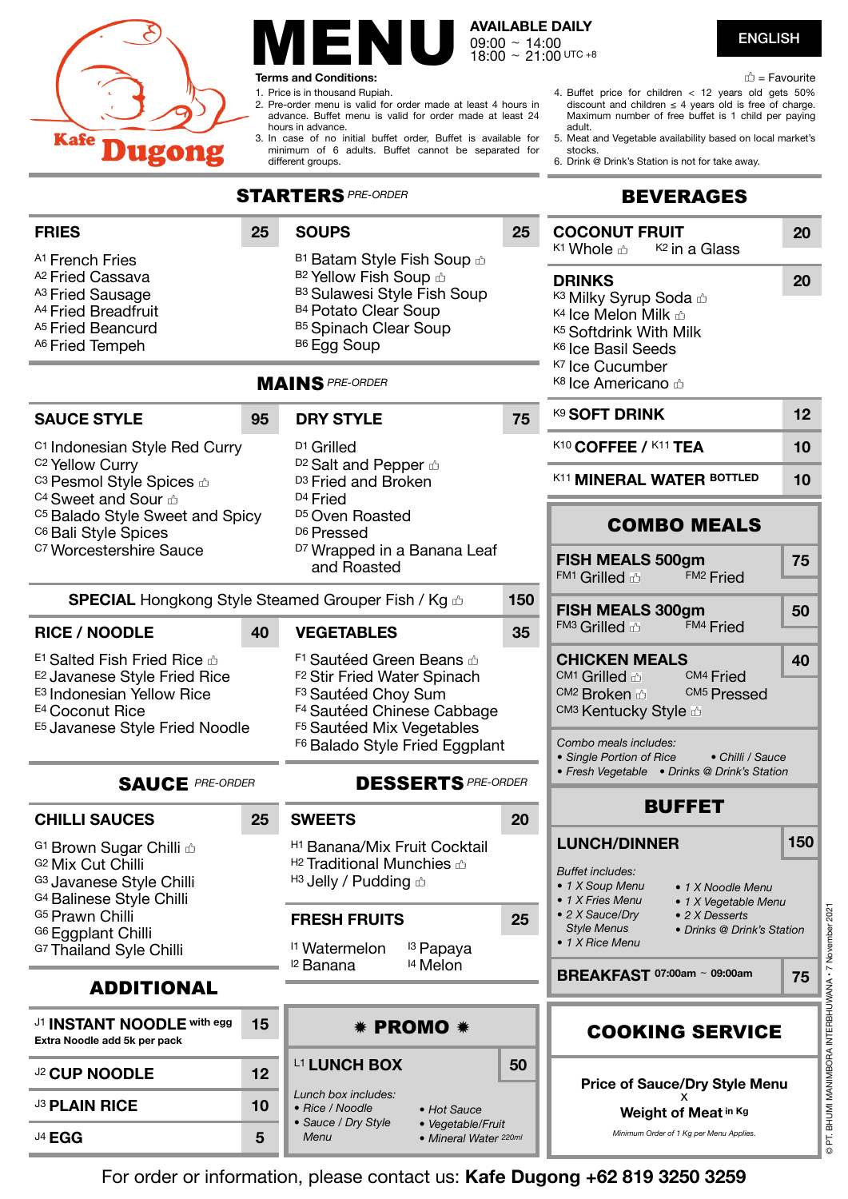# Kafe Dugong

# MENU

**AVAILABLE DAILY**
09:00 ~ 14:00
18:00 ~ 21:00 UTC +8

**ENGLISH**

👍 = Favourite

**Terms and Conditions:**

1. Price is in thousand Rupiah.
2. Pre-order menu is valid for order made at least 4 hours in advance. Buffet menu is valid for order made at least 24 hours in advance.
3. In case of no initial buffet order, Buffet is available for minimum of 6 adults. Buffet cannot be separated for different groups.
4. Buffet price for children < 12 years old gets 50% discount and children ≤ 4 years old is free of charge. Maximum number of free buffet is 1 child per paying adult.
5. Meat and Vegetable availability based on local market's stocks.
6. Drink @ Drink's Station is not for take away.

## STARTERS *PRE-ORDER*

### FRIES — 25

- A1 French Fries
- A2 Fried Cassava
- A3 Fried Sausage
- A4 Fried Breadfruit
- A5 Fried Beancurd
- A6 Fried Tempeh

### SOUPS — 25

- B1 Batam Style Fish Soup 👍
- B2 Yellow Fish Soup 👍
- B3 Sulawesi Style Fish Soup
- B4 Potato Clear Soup
- B5 Spinach Clear Soup
- B6 Egg Soup

## MAINS *PRE-ORDER*

### SAUCE STYLE — 95

- C1 Indonesian Style Red Curry
- C2 Yellow Curry
- C3 Pesmol Style Spices 👍
- C4 Sweet and Sour 👍
- C5 Balado Style Sweet and Spicy
- C6 Bali Style Spices
- C7 Worcestershire Sauce

### DRY STYLE — 75

- D1 Grilled
- D2 Salt and Pepper 👍
- D3 Fried and Broken
- D4 Fried
- D5 Oven Roasted
- D6 Pressed
- D7 Wrapped in a Banana Leaf and Roasted

**SPECIAL** Hongkong Style Steamed Grouper Fish / Kg 👍 — 150

### RICE / NOODLE — 40

- E1 Salted Fish Fried Rice 👍
- E2 Javanese Style Fried Rice
- E3 Indonesian Yellow Rice
- E4 Coconut Rice
- E5 Javanese Style Fried Noodle

### VEGETABLES — 35

- F1 Sautéed Green Beans 👍
- F2 Stir Fried Water Spinach
- F3 Sautéed Choy Sum
- F4 Sautéed Chinese Cabbage
- F5 Sautéed Mix Vegetables
- F6 Balado Style Fried Eggplant

## SAUCE *PRE-ORDER*

### CHILLI SAUCES — 25

- G1 Brown Sugar Chilli 👍
- G2 Mix Cut Chilli
- G3 Javanese Style Chilli
- G4 Balinese Style Chilli
- G5 Prawn Chilli
- G6 Eggplant Chilli
- G7 Thailand Syle Chilli

## DESSERTS *PRE-ORDER*

### SWEETS — 20

- H1 Banana/Mix Fruit Cocktail
- H2 Traditional Munchies 👍
- H3 Jelly / Pudding 👍

### FRESH FRUITS — 25

- I1 Watermelon
- I2 Banana
- I3 Papaya
- I4 Melon

## ADDITIONAL

| Item | Price |
|---|---|
| J1 INSTANT NOODLE with egg (Extra Noodle add 5k per pack) | 15 |
| J2 CUP NOODLE | 12 |
| J3 PLAIN RICE | 10 |
| J4 EGG | 5 |

## ✷ PROMO ✷

### L1 LUNCH BOX — 50

*Lunch box includes:*

- *Rice / Noodle*
- *Sauce / Dry Style Menu*
- *Hot Sauce*
- *Vegetable/Fruit*
- *Mineral Water 220ml*

## BEVERAGES

### COCONUT FRUIT — 20

- K1 Whole 👍
- K2 in a Glass

### DRINKS — 20

- K3 Milky Syrup Soda 👍
- K4 Ice Melon Milk 👍
- K5 Softdrink With Milk
- K6 Ice Basil Seeds
- K7 Ice Cucumber
- K8 Ice Americano 👍

| Item | Price |
|---|---|
| K9 SOFT DRINK | 12 |
| K10 COFFEE / K11 TEA | 10 |
| K11 MINERAL WATER BOTTLED | 10 |

## COMBO MEALS

### FISH MEALS 500gm — 75

- FM1 Grilled 👍
- FM2 Fried

### FISH MEALS 300gm — 50

- FM3 Grilled 👍
- FM4 Fried

### CHICKEN MEALS — 40

- CM1 Grilled 👍
- CM2 Broken 👍
- CM3 Kentucky Style 👍
- CM4 Fried
- CM5 Pressed

*Combo meals includes:*

- *Single Portion of Rice*
- *Chilli / Sauce*
- *Fresh Vegetable*
- *Drinks @ Drink's Station*

## BUFFET

### LUNCH/DINNER — 150

*Buffet includes:*

- *1 X Soup Menu*
- *1 X Fries Menu*
- *2 X Sauce/Dry Style Menus*
- *1 X Rice Menu*
- *1 X Noodle Menu*
- *1 X Vegetable Menu*
- *2 X Desserts*
- *Drinks @ Drink's Station*

### BREAKFAST 07:00am ~ 09:00am — 75

## COOKING SERVICE

**Price of Sauce/Dry Style Menu**
**X**
**Weight of Meat in Kg**

*Minimum Order of 1 Kg per Menu Applies.*

For order or information, please contact us: **Kafe Dugong +62 819 3250 3259**

© PT. BHUMI MANIMBORA INTERBHUWANA · 7 November 2021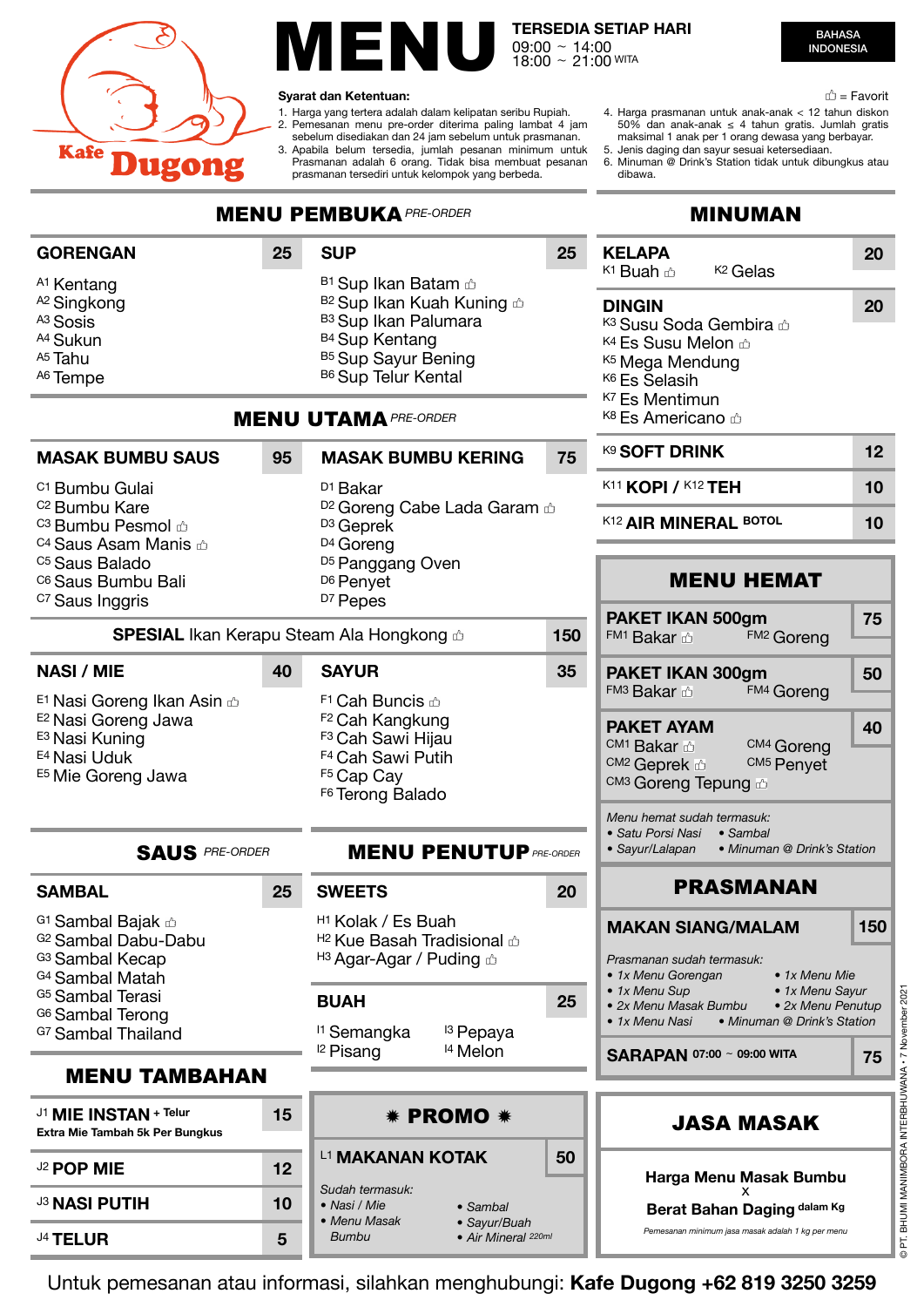# Kafe Dugong

# MENU

**TERSEDIA SETIAP HARI**
09:00 ~ 14:00
18:00 ~ 21:00 WITA

**BAHASA INDONESIA**

**Syarat dan Ketentuan:**

👍 = Favorit

1. Harga yang tertera adalah dalam kelipatan seribu Rupiah.
2. Pemesanan menu pre-order diterima paling lambat 4 jam sebelum disediakan dan 24 jam sebelum untuk prasmanan.
3. Apabila belum tersedia, jumlah pesanan minimum untuk Prasmanan adalah 6 orang. Tidak bisa membuat pesanan prasmanan tersediri untuk kelompok yang berbeda.
4. Harga prasmanan untuk anak-anak < 12 tahun diskon 50% dan anak-anak ≤ 4 tahun gratis. Jumlah gratis maksimal 1 anak per 1 orang dewasa yang berbayar.
5. Jenis daging dan sayur sesuai ketersediaan.
6. Minuman @ Drink's Station tidak untuk dibungkus atau dibawa.

## MENU PEMBUKA *PRE-ORDER*

### GORENGAN — 25
- A1 Kentang
- A2 Singkong
- A3 Sosis
- A4 Sukun
- A5 Tahu
- A6 Tempe

### SUP — 25
- B1 Sup Ikan Batam 👍
- B2 Sup Ikan Kuah Kuning 👍
- B3 Sup Ikan Palumara
- B4 Sup Kentang
- B5 Sup Sayur Bening
- B6 Sup Telur Kental

## MENU UTAMA *PRE-ORDER*

### MASAK BUMBU SAUS — 95
- C1 Bumbu Gulai
- C2 Bumbu Kare
- C3 Bumbu Pesmol 👍
- C4 Saus Asam Manis 👍
- C5 Saus Balado
- C6 Saus Bumbu Bali
- C7 Saus Inggris

### MASAK BUMBU KERING — 75
- D1 Bakar
- D2 Goreng Cabe Lada Garam 👍
- D3 Geprek
- D4 Goreng
- D5 Panggang Oven
- D6 Penyet
- D7 Pepes

**SPESIAL** Ikan Kerapu Steam Ala Hongkong 👍 — 150

### NASI / MIE — 40
- E1 Nasi Goreng Ikan Asin 👍
- E2 Nasi Goreng Jawa
- E3 Nasi Kuning
- E4 Nasi Uduk
- E5 Mie Goreng Jawa

### SAYUR — 35
- F1 Cah Buncis 👍
- F2 Cah Kangkung
- F3 Cah Sawi Hijau
- F4 Cah Sawi Putih
- F5 Cap Cay
- F6 Terong Balado

## SAUS *PRE-ORDER*

### SAMBAL — 25
- G1 Sambal Bajak 👍
- G2 Sambal Dabu-Dabu
- G3 Sambal Kecap
- G4 Sambal Matah
- G5 Sambal Terasi
- G6 Sambal Terong
- G7 Sambal Thailand

## MENU PENUTUP *PRE-ORDER*

### SWEETS — 20
- H1 Kolak / Es Buah
- H2 Kue Basah Tradisional 👍
- H3 Agar-Agar / Puding 👍

### BUAH — 25
- I1 Semangka
- I2 Pisang
- I3 Pepaya
- I4 Melon

## MENU TAMBAHAN

| | |
|---|---|
| J1 **MIE INSTAN** + Telur<br>**Extra Mie Tambah 5k Per Bungkus** | 15 |
| J2 **POP MIE** | 12 |
| J3 **NASI PUTIH** | 10 |
| J4 **TELUR** | 5 |

## ✷ PROMO ✷

### L1 MAKANAN KOTAK — 50

*Sudah termasuk:*
- *Nasi / Mie*
- *Menu Masak Bumbu*
- *Sambal*
- *Sayur/Buah*
- *Air Mineral 220ml*

## MINUMAN

### KELAPA — 20
- K1 Buah 👍
- K2 Gelas

### DINGIN — 20
- K3 Susu Soda Gembira 👍
- K4 Es Susu Melon 👍
- K5 Mega Mendung
- K6 Es Selasih
- K7 Es Mentimun
- K8 Es Americano 👍

| | |
|---|---|
| K9 **SOFT DRINK** | 12 |
| K11 **KOPI** / K12 **TEH** | 10 |
| K12 **AIR MINERAL** BOTOL | 10 |

## MENU HEMAT

### PAKET IKAN 500gm — 75
- FM1 Bakar 👍
- FM2 Goreng

### PAKET IKAN 300gm — 50
- FM3 Bakar 👍
- FM4 Goreng

### PAKET AYAM — 40
- CM1 Bakar 👍
- CM2 Geprek 👍
- CM3 Goreng Tepung 👍
- CM4 Goreng
- CM5 Penyet

*Menu hemat sudah termasuk:*
- *Satu Porsi Nasi*
- *Sambal*
- *Sayur/Lalapan*
- *Minuman @ Drink's Station*

## PRASMANAN

### MAKAN SIANG/MALAM — 150

*Prasmanan sudah termasuk:*
- *1x Menu Gorengan*
- *1x Menu Sup*
- *2x Menu Masak Bumbu*
- *1x Menu Nasi*
- *1x Menu Mie*
- *1x Menu Sayur*
- *2x Menu Penutup*
- *Minuman @ Drink's Station*

### SARAPAN 07:00 ~ 09:00 WITA — 75

## JASA MASAK

**Harga Menu Masak Bumbu**
**x**
**Berat Bahan Daging** dalam Kg

*Pemesanan minimum jasa masak adalah 1 kg per menu*

Untuk pemesanan atau informasi, silahkan menghubungi: **Kafe Dugong +62 819 3250 3259**

© PT. BHUMI MANIMBORA INTERBHUWANA • 7 November 2021